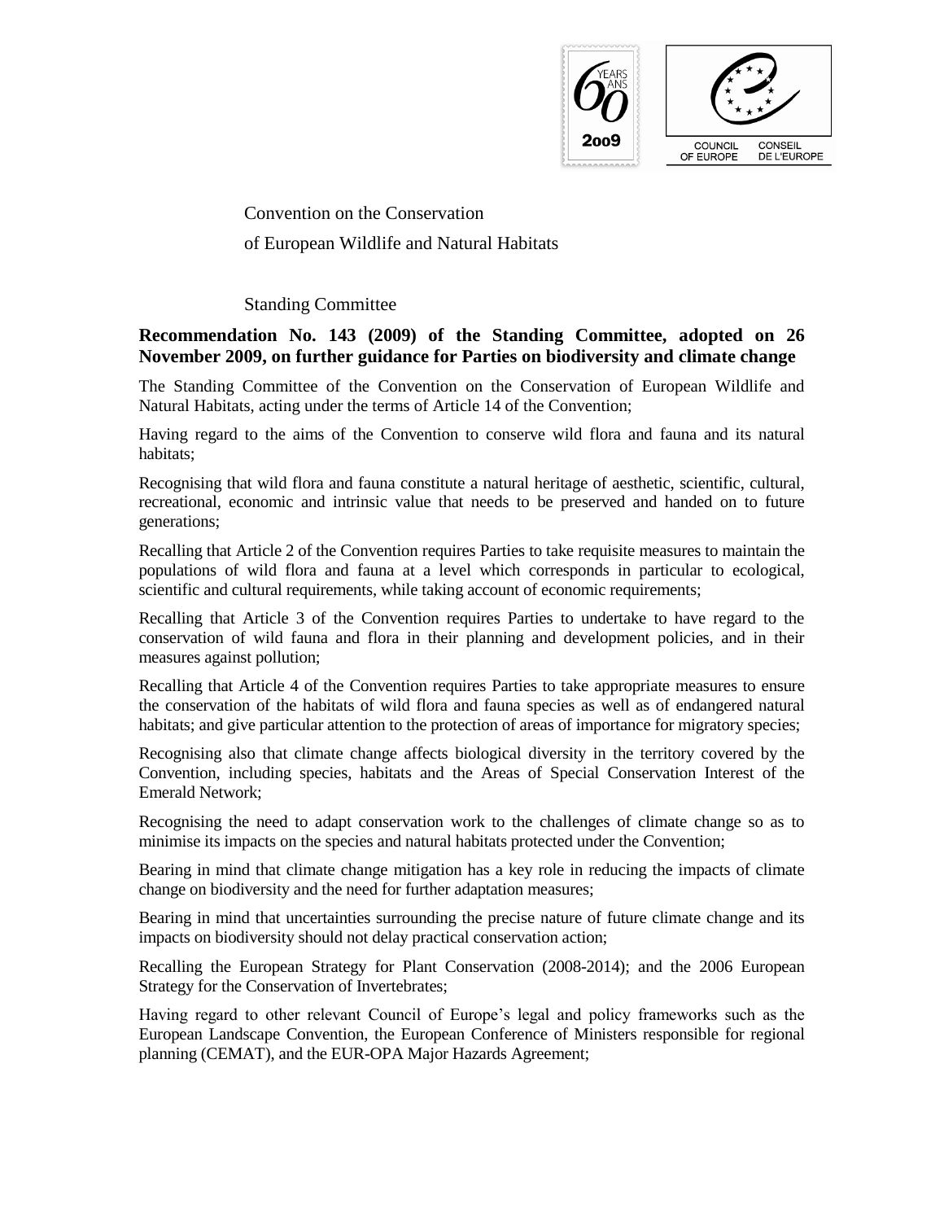Convention on the Conservation

of European Wildlife and Natural Habitats

Standing Committee

**Recommendation No. 143 (2009) of the Standing Committee, adopted on 26 November 2009, on further guidance for Parties on biodiversity and climate change**

The Standing Committee of the Convention on the Conservation of European Wildlife and Natural Habitats, acting under the terms of Article 14 of the Convention;

Having regard to the aims of the Convention to conserve wild flora and fauna and its natural habitats;

Recognising that wild flora and fauna constitute a natural heritage of aesthetic, scientific, cultural, recreational, economic and intrinsic value that needs to be preserved and handed on to future generations;

Recalling that Article 2 of the Convention requires Parties to take requisite measures to maintain the populations of wild flora and fauna at a level which corresponds in particular to ecological, scientific and cultural requirements, while taking account of economic requirements;

Recalling that Article 3 of the Convention requires Parties to undertake to have regard to the conservation of wild fauna and flora in their planning and development policies, and in their measures against pollution;

Recalling that Article 4 of the Convention requires Parties to take appropriate measures to ensure the conservation of the habitats of wild flora and fauna species as well as of endangered natural habitats; and give particular attention to the protection of areas of importance for migratory species;

Recognising also that climate change affects biological diversity in the territory covered by the Convention, including species, habitats and the Areas of Special Conservation Interest of the Emerald Network;

Recognising the need to adapt conservation work to the challenges of climate change so as to minimise its impacts on the species and natural habitats protected under the Convention;

Bearing in mind that climate change mitigation has a key role in reducing the impacts of climate change on biodiversity and the need for further adaptation measures;

Bearing in mind that uncertainties surrounding the precise nature of future climate change and its impacts on biodiversity should not delay practical conservation action;

Recalling the European Strategy for Plant Conservation (2008-2014); and the 2006 European Strategy for the Conservation of Invertebrates;

Having regard to other relevant Council of Europe's legal and policy frameworks such as the European Landscape Convention, the European Conference of Ministers responsible for regional planning (CEMAT), and the EUR-OPA Major Hazards Agreement;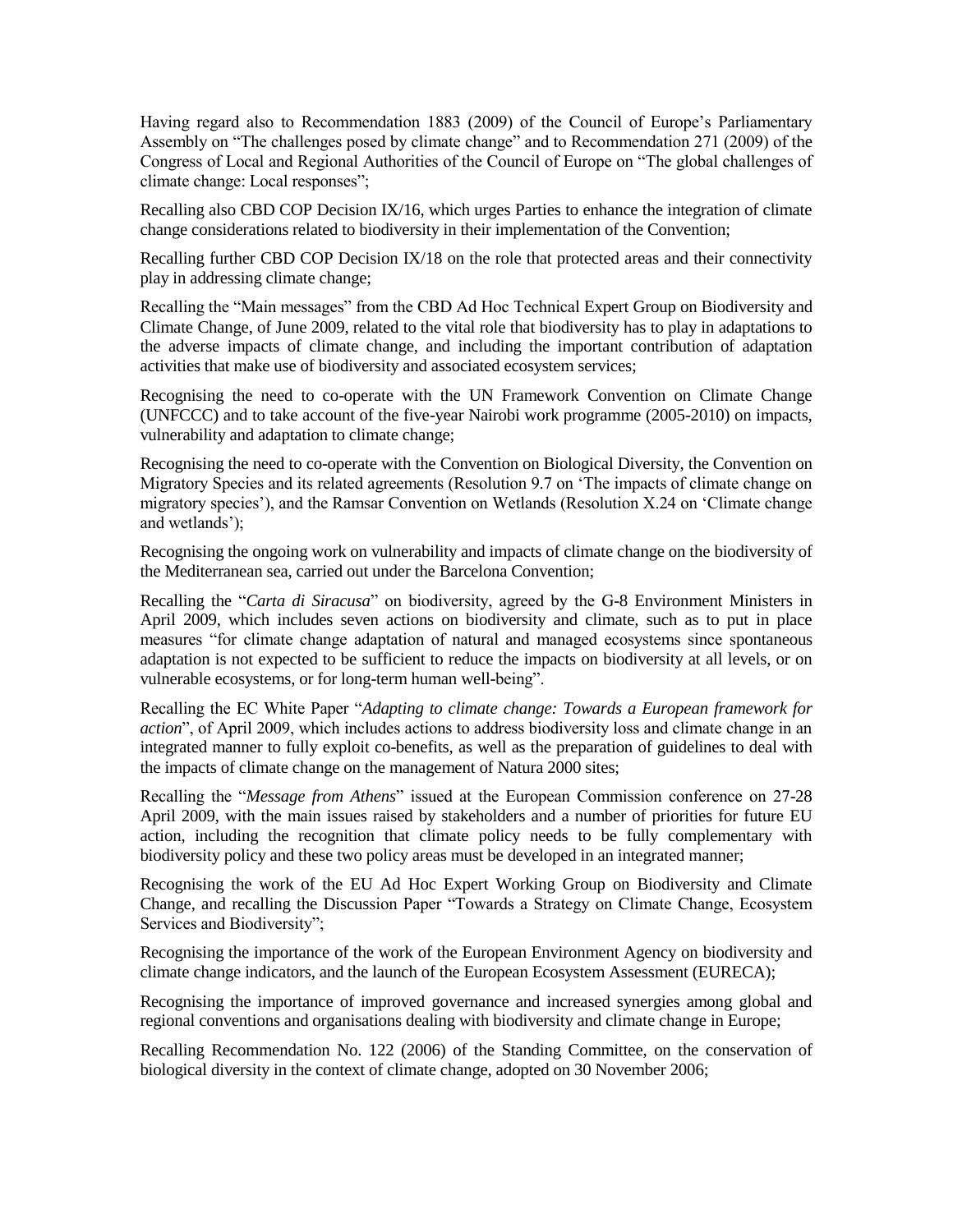Having regard also to Recommendation 1883 (2009) of the Council of Europe's Parliamentary Assembly on "The challenges posed by climate change" and to Recommendation 271 (2009) of the Congress of Local and Regional Authorities of the Council of Europe on "The global challenges of climate change: Local responses";

Recalling also CBD COP Decision IX/16, which urges Parties to enhance the integration of climate change considerations related to biodiversity in their implementation of the Convention;

Recalling further CBD COP Decision IX/18 on the role that protected areas and their connectivity play in addressing climate change;

Recalling the "Main messages" from the CBD Ad Hoc Technical Expert Group on Biodiversity and Climate Change, of June 2009, related to the vital role that biodiversity has to play in adaptations to the adverse impacts of climate change, and including the important contribution of adaptation activities that make use of biodiversity and associated ecosystem services;

Recognising the need to co-operate with the UN Framework Convention on Climate Change (UNFCCC) and to take account of the five-year Nairobi work programme (2005-2010) on impacts, vulnerability and adaptation to climate change;

Recognising the need to co-operate with the Convention on Biological Diversity, the Convention on Migratory Species and its related agreements (Resolution 9.7 on 'The impacts of climate change on migratory species'), and the Ramsar Convention on Wetlands (Resolution X.24 on 'Climate change and wetlands');

Recognising the ongoing work on vulnerability and impacts of climate change on the biodiversity of the Mediterranean sea, carried out under the Barcelona Convention;

Recalling the "*Carta di Siracusa*" on biodiversity, agreed by the G-8 Environment Ministers in April 2009, which includes seven actions on biodiversity and climate, such as to put in place measures "for climate change adaptation of natural and managed ecosystems since spontaneous adaptation is not expected to be sufficient to reduce the impacts on biodiversity at all levels, or on vulnerable ecosystems, or for long-term human well-being".

Recalling the EC White Paper "*Adapting to climate change: Towards a European framework for action*", of April 2009, which includes actions to address biodiversity loss and climate change in an integrated manner to fully exploit co-benefits, as well as the preparation of guidelines to deal with the impacts of climate change on the management of Natura 2000 sites;

Recalling the "*Message from Athens*" issued at the European Commission conference on 27-28 April 2009, with the main issues raised by stakeholders and a number of priorities for future EU action, including the recognition that climate policy needs to be fully complementary with biodiversity policy and these two policy areas must be developed in an integrated manner;

Recognising the work of the EU Ad Hoc Expert Working Group on Biodiversity and Climate Change, and recalling the Discussion Paper "Towards a Strategy on Climate Change, Ecosystem Services and Biodiversity";

Recognising the importance of the work of the European Environment Agency on biodiversity and climate change indicators, and the launch of the European Ecosystem Assessment (EURECA);

Recognising the importance of improved governance and increased synergies among global and regional conventions and organisations dealing with biodiversity and climate change in Europe;

Recalling Recommendation No. 122 (2006) of the Standing Committee, on the conservation of biological diversity in the context of climate change, adopted on 30 November 2006;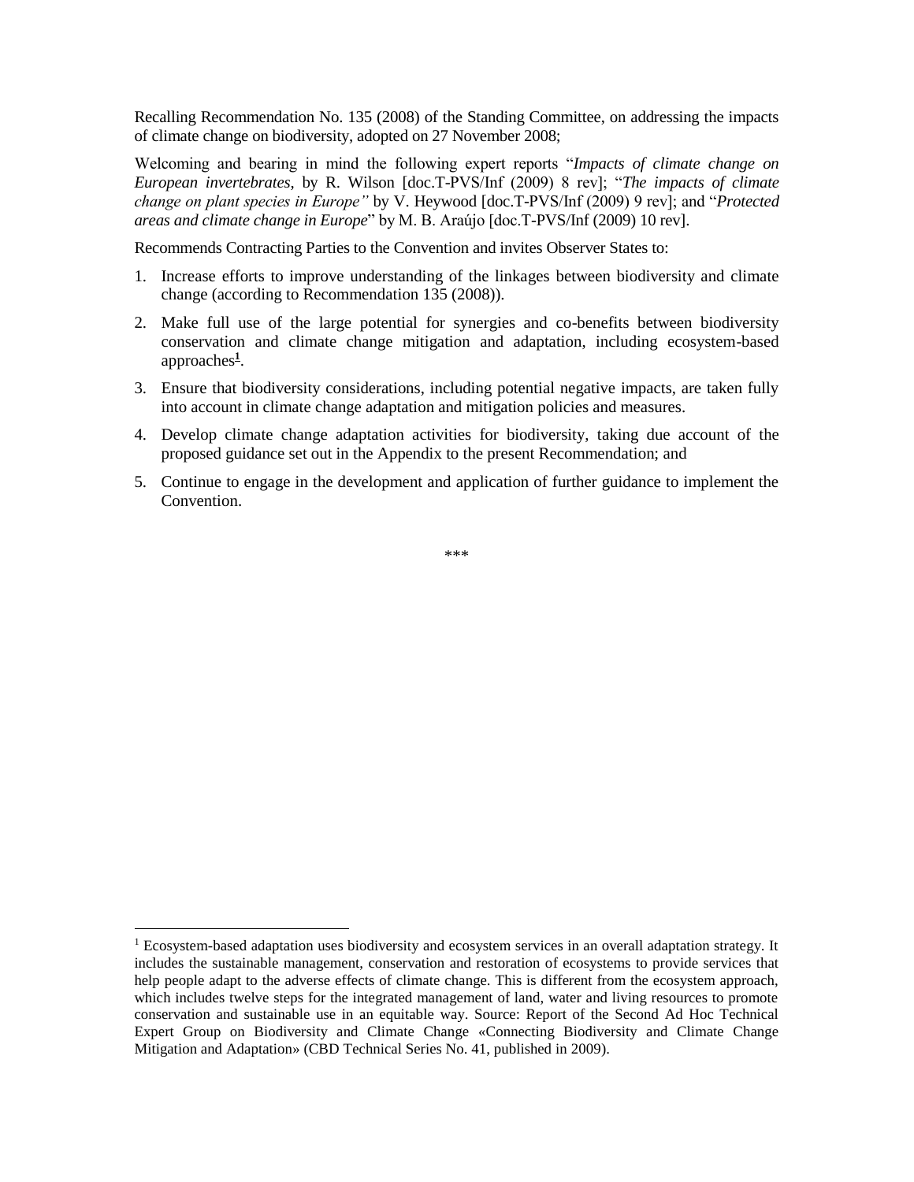Recalling Recommendation No. 135 (2008) of the Standing Committee, on addressing the impacts of climate change on biodiversity, adopted on 27 November 2008;

Welcoming and bearing in mind the following expert reports "*Impacts of climate change on European invertebrates,* by R. Wilson [doc.T-PVS/Inf (2009) 8 rev]; "*The impacts of climate change on plant species in Europe"* by V. Heywood [doc.T-PVS/Inf (2009) 9 rev]; and "*Protected areas and climate change in Europe*" by M. B. Araújo [doc.T-PVS/Inf (2009) 10 rev].

Recommends Contracting Parties to the Convention and invites Observer States to:

1. Increase efforts to improve understanding of the linkages between biodiversity and climate change (according to Recommendation 135 (2008)).
2. Make full use of the large potential for synergies and co-benefits between biodiversity conservation and climate change mitigation and adaptation, including ecosystem-based approaches[1].
3. Ensure that biodiversity considerations, including potential negative impacts, are taken fully into account in climate change adaptation and mitigation policies and measures.
4. Develop climate change adaptation activities for biodiversity, taking due account of the proposed guidance set out in the Appendix to the present Recommendation; and
5. Continue to engage in the development and application of further guidance to implement the Convention.

\*\*\*

[1] Ecosystem-based adaptation uses biodiversity and ecosystem services in an overall adaptation strategy. It includes the sustainable management, conservation and restoration of ecosystems to provide services that help people adapt to the adverse effects of climate change. This is different from the ecosystem approach, which includes twelve steps for the integrated management of land, water and living resources to promote conservation and sustainable use in an equitable way. Source: Report of the Second Ad Hoc Technical Expert Group on Biodiversity and Climate Change «Connecting Biodiversity and Climate Change Mitigation and Adaptation» (CBD Technical Series No. 41, published in 2009).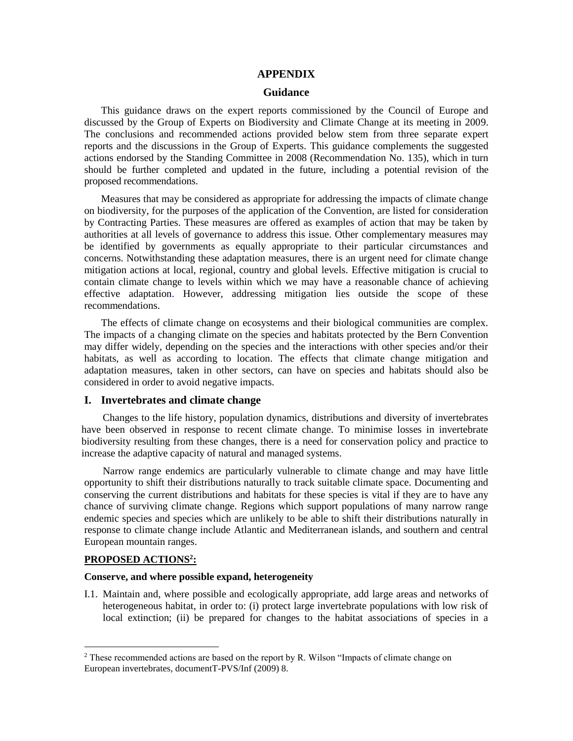# APPENDIX

## Guidance

This guidance draws on the expert reports commissioned by the Council of Europe and discussed by the Group of Experts on Biodiversity and Climate Change at its meeting in 2009. The conclusions and recommended actions provided below stem from three separate expert reports and the discussions in the Group of Experts. This guidance complements the suggested actions endorsed by the Standing Committee in 2008 (Recommendation No. 135), which in turn should be further completed and updated in the future, including a potential revision of the proposed recommendations.

Measures that may be considered as appropriate for addressing the impacts of climate change on biodiversity, for the purposes of the application of the Convention, are listed for consideration by Contracting Parties. These measures are offered as examples of action that may be taken by authorities at all levels of governance to address this issue. Other complementary measures may be identified by governments as equally appropriate to their particular circumstances and concerns. Notwithstanding these adaptation measures, there is an urgent need for climate change mitigation actions at local, regional, country and global levels. Effective mitigation is crucial to contain climate change to levels within which we may have a reasonable chance of achieving effective adaptation. However, addressing mitigation lies outside the scope of these recommendations.

The effects of climate change on ecosystems and their biological communities are complex. The impacts of a changing climate on the species and habitats protected by the Bern Convention may differ widely, depending on the species and the interactions with other species and/or their habitats, as well as according to location. The effects that climate change mitigation and adaptation measures, taken in other sectors, can have on species and habitats should also be considered in order to avoid negative impacts.

## I. Invertebrates and climate change

Changes to the life history, population dynamics, distributions and diversity of invertebrates have been observed in response to recent climate change. To minimise losses in invertebrate biodiversity resulting from these changes, there is a need for conservation policy and practice to increase the adaptive capacity of natural and managed systems.

Narrow range endemics are particularly vulnerable to climate change and may have little opportunity to shift their distributions naturally to track suitable climate space. Documenting and conserving the current distributions and habitats for these species is vital if they are to have any chance of surviving climate change. Regions which support populations of many narrow range endemic species and species which are unlikely to be able to shift their distributions naturally in response to climate change include Atlantic and Mediterranean islands, and southern and central European mountain ranges.

**PROPOSED ACTIONS[2]:**

**Conserve, and where possible expand, heterogeneity**

I.1. Maintain and, where possible and ecologically appropriate, add large areas and networks of heterogeneous habitat, in order to: (i) protect large invertebrate populations with low risk of local extinction; (ii) be prepared for changes to the habitat associations of species in a

[2] These recommended actions are based on the report by R. Wilson "Impacts of climate change on European invertebrates, documentT-PVS/Inf (2009) 8.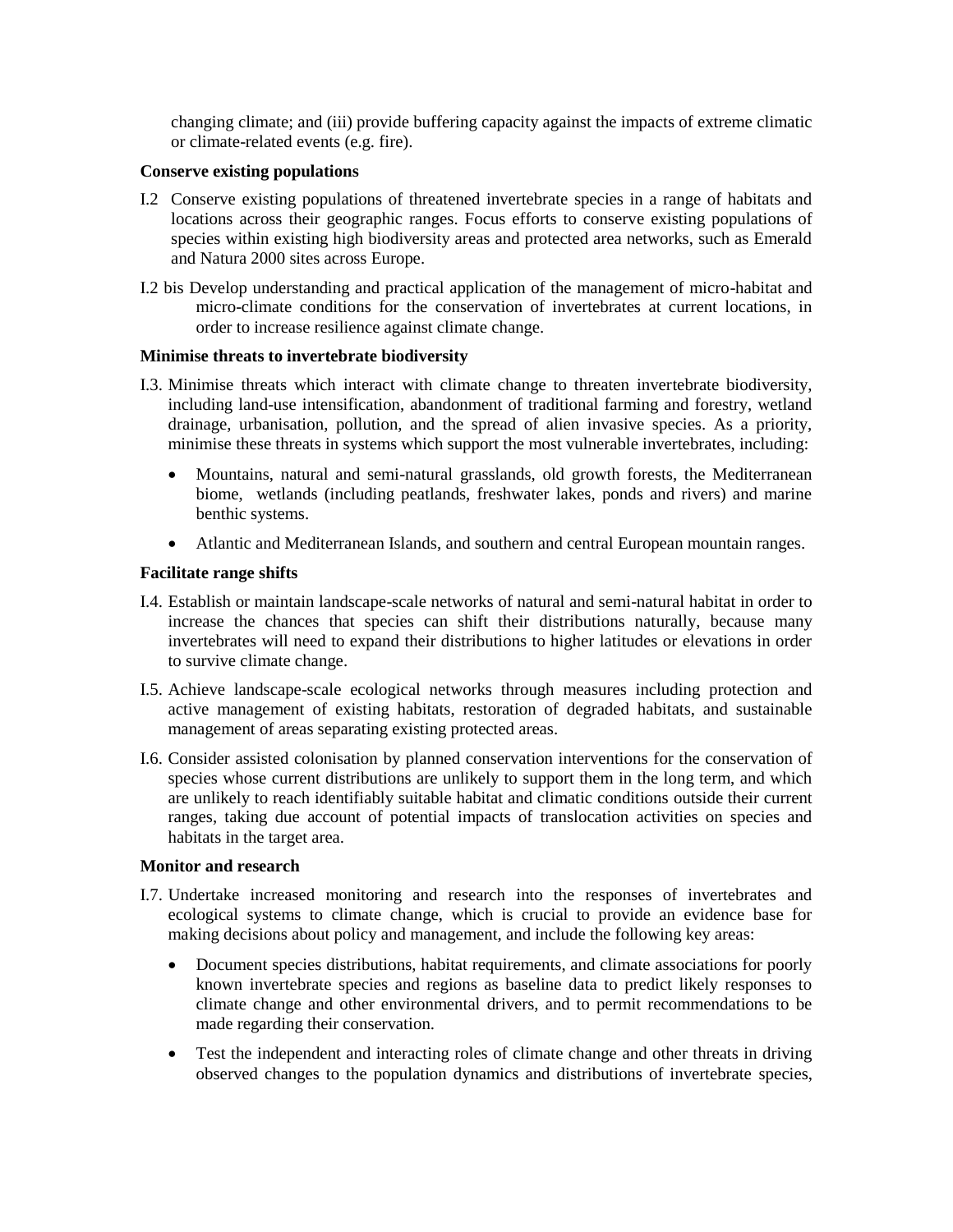changing climate; and (iii) provide buffering capacity against the impacts of extreme climatic or climate-related events (e.g. fire).

**Conserve existing populations**

I.2 Conserve existing populations of threatened invertebrate species in a range of habitats and locations across their geographic ranges. Focus efforts to conserve existing populations of species within existing high biodiversity areas and protected area networks, such as Emerald and Natura 2000 sites across Europe.

I.2 bis Develop understanding and practical application of the management of micro-habitat and micro-climate conditions for the conservation of invertebrates at current locations, in order to increase resilience against climate change.

**Minimise threats to invertebrate biodiversity**

I.3. Minimise threats which interact with climate change to threaten invertebrate biodiversity, including land-use intensification, abandonment of traditional farming and forestry, wetland drainage, urbanisation, pollution, and the spread of alien invasive species. As a priority, minimise these threats in systems which support the most vulnerable invertebrates, including:

- Mountains, natural and semi-natural grasslands, old growth forests, the Mediterranean biome, wetlands (including peatlands, freshwater lakes, ponds and rivers) and marine benthic systems.
- Atlantic and Mediterranean Islands, and southern and central European mountain ranges.

**Facilitate range shifts**

I.4. Establish or maintain landscape-scale networks of natural and semi-natural habitat in order to increase the chances that species can shift their distributions naturally, because many invertebrates will need to expand their distributions to higher latitudes or elevations in order to survive climate change.

I.5. Achieve landscape-scale ecological networks through measures including protection and active management of existing habitats, restoration of degraded habitats, and sustainable management of areas separating existing protected areas.

I.6. Consider assisted colonisation by planned conservation interventions for the conservation of species whose current distributions are unlikely to support them in the long term, and which are unlikely to reach identifiably suitable habitat and climatic conditions outside their current ranges, taking due account of potential impacts of translocation activities on species and habitats in the target area.

**Monitor and research**

I.7. Undertake increased monitoring and research into the responses of invertebrates and ecological systems to climate change, which is crucial to provide an evidence base for making decisions about policy and management, and include the following key areas:

- Document species distributions, habitat requirements, and climate associations for poorly known invertebrate species and regions as baseline data to predict likely responses to climate change and other environmental drivers, and to permit recommendations to be made regarding their conservation.
- Test the independent and interacting roles of climate change and other threats in driving observed changes to the population dynamics and distributions of invertebrate species,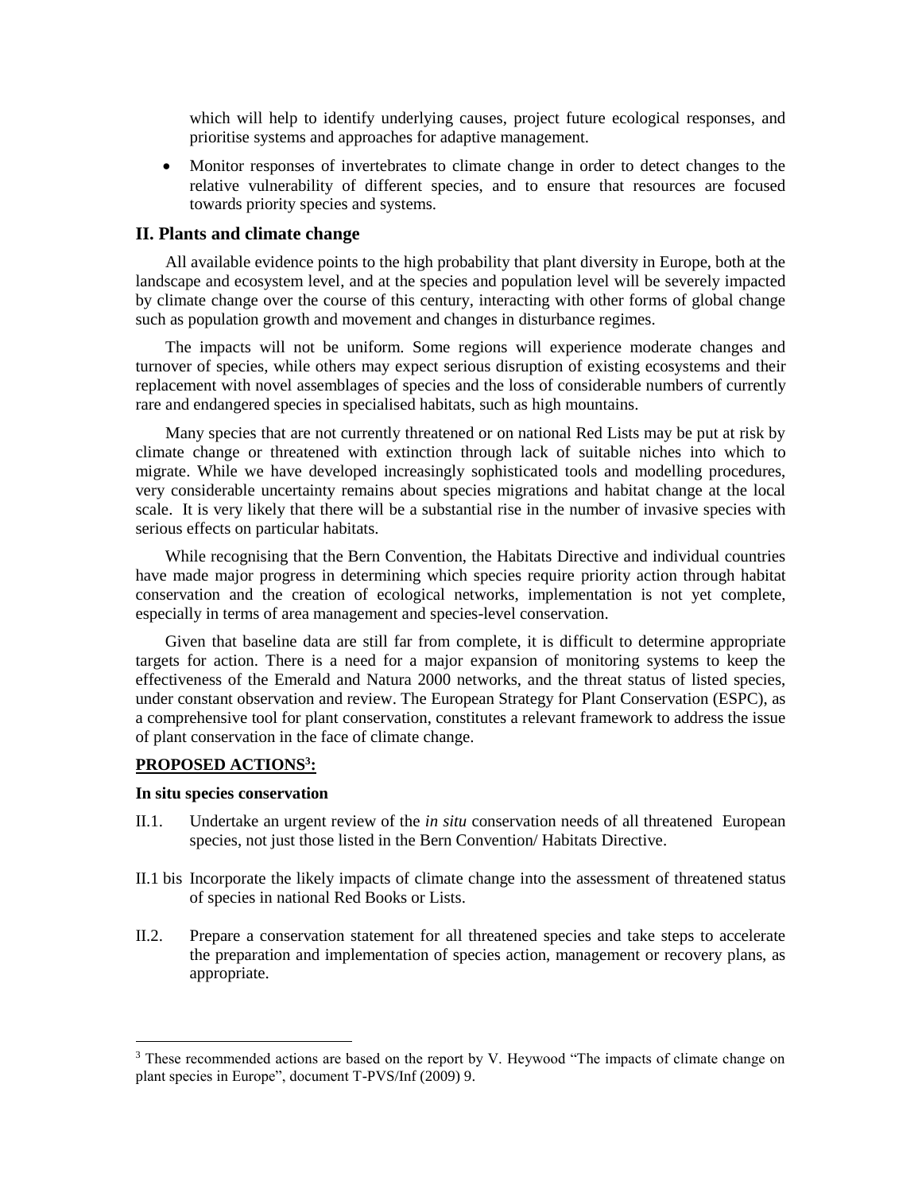which will help to identify underlying causes, project future ecological responses, and prioritise systems and approaches for adaptive management.

- Monitor responses of invertebrates to climate change in order to detect changes to the relative vulnerability of different species, and to ensure that resources are focused towards priority species and systems.

## II. Plants and climate change

All available evidence points to the high probability that plant diversity in Europe, both at the landscape and ecosystem level, and at the species and population level will be severely impacted by climate change over the course of this century, interacting with other forms of global change such as population growth and movement and changes in disturbance regimes.

The impacts will not be uniform. Some regions will experience moderate changes and turnover of species, while others may expect serious disruption of existing ecosystems and their replacement with novel assemblages of species and the loss of considerable numbers of currently rare and endangered species in specialised habitats, such as high mountains.

Many species that are not currently threatened or on national Red Lists may be put at risk by climate change or threatened with extinction through lack of suitable niches into which to migrate. While we have developed increasingly sophisticated tools and modelling procedures, very considerable uncertainty remains about species migrations and habitat change at the local scale. It is very likely that there will be a substantial rise in the number of invasive species with serious effects on particular habitats.

While recognising that the Bern Convention, the Habitats Directive and individual countries have made major progress in determining which species require priority action through habitat conservation and the creation of ecological networks, implementation is not yet complete, especially in terms of area management and species-level conservation.

Given that baseline data are still far from complete, it is difficult to determine appropriate targets for action. There is a need for a major expansion of monitoring systems to keep the effectiveness of the Emerald and Natura 2000 networks, and the threat status of listed species, under constant observation and review. The European Strategy for Plant Conservation (ESPC), as a comprehensive tool for plant conservation, constitutes a relevant framework to address the issue of plant conservation in the face of climate change.

**PROPOSED ACTIONS[3]:**

**In situ species conservation**

II.1. Undertake an urgent review of the *in situ* conservation needs of all threatened European species, not just those listed in the Bern Convention/ Habitats Directive.

II.1 bis Incorporate the likely impacts of climate change into the assessment of threatened status of species in national Red Books or Lists.

II.2. Prepare a conservation statement for all threatened species and take steps to accelerate the preparation and implementation of species action, management or recovery plans, as appropriate.

---

[3] These recommended actions are based on the report by V. Heywood "The impacts of climate change on plant species in Europe", document T-PVS/Inf (2009) 9.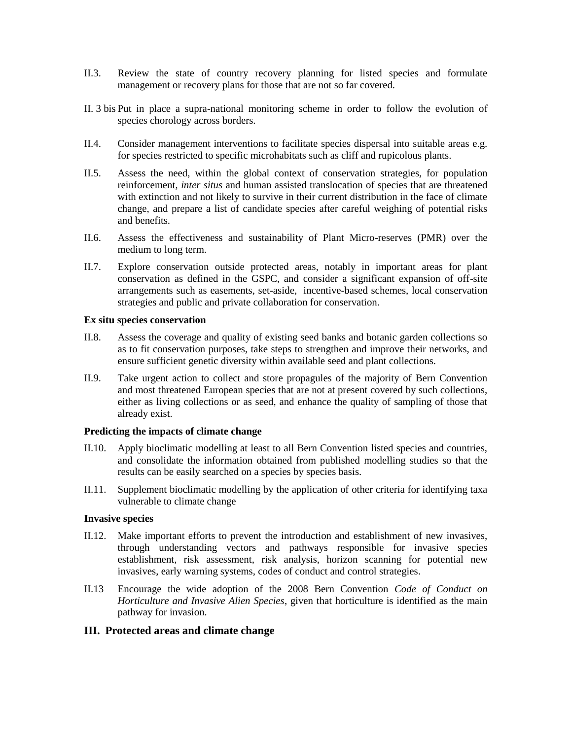II.3. Review the state of country recovery planning for listed species and formulate management or recovery plans for those that are not so far covered.

II. 3 bis Put in place a supra-national monitoring scheme in order to follow the evolution of species chorology across borders.

II.4. Consider management interventions to facilitate species dispersal into suitable areas e.g. for species restricted to specific microhabitats such as cliff and rupicolous plants.

II.5. Assess the need, within the global context of conservation strategies, for population reinforcement, *inter situs* and human assisted translocation of species that are threatened with extinction and not likely to survive in their current distribution in the face of climate change, and prepare a list of candidate species after careful weighing of potential risks and benefits.

II.6. Assess the effectiveness and sustainability of Plant Micro-reserves (PMR) over the medium to long term.

II.7. Explore conservation outside protected areas, notably in important areas for plant conservation as defined in the GSPC, and consider a significant expansion of off-site arrangements such as easements, set-aside, incentive-based schemes, local conservation strategies and public and private collaboration for conservation.

**Ex situ species conservation**

II.8. Assess the coverage and quality of existing seed banks and botanic garden collections so as to fit conservation purposes, take steps to strengthen and improve their networks, and ensure sufficient genetic diversity within available seed and plant collections.

II.9. Take urgent action to collect and store propagules of the majority of Bern Convention and most threatened European species that are not at present covered by such collections, either as living collections or as seed, and enhance the quality of sampling of those that already exist.

**Predicting the impacts of climate change**

II.10. Apply bioclimatic modelling at least to all Bern Convention listed species and countries, and consolidate the information obtained from published modelling studies so that the results can be easily searched on a species by species basis.

II.11. Supplement bioclimatic modelling by the application of other criteria for identifying taxa vulnerable to climate change

**Invasive species**

II.12. Make important efforts to prevent the introduction and establishment of new invasives, through understanding vectors and pathways responsible for invasive species establishment, risk assessment, risk analysis, horizon scanning for potential new invasives, early warning systems, codes of conduct and control strategies.

II.13 Encourage the wide adoption of the 2008 Bern Convention *Code of Conduct on Horticulture and Invasive Alien Species*, given that horticulture is identified as the main pathway for invasion.

## III. Protected areas and climate change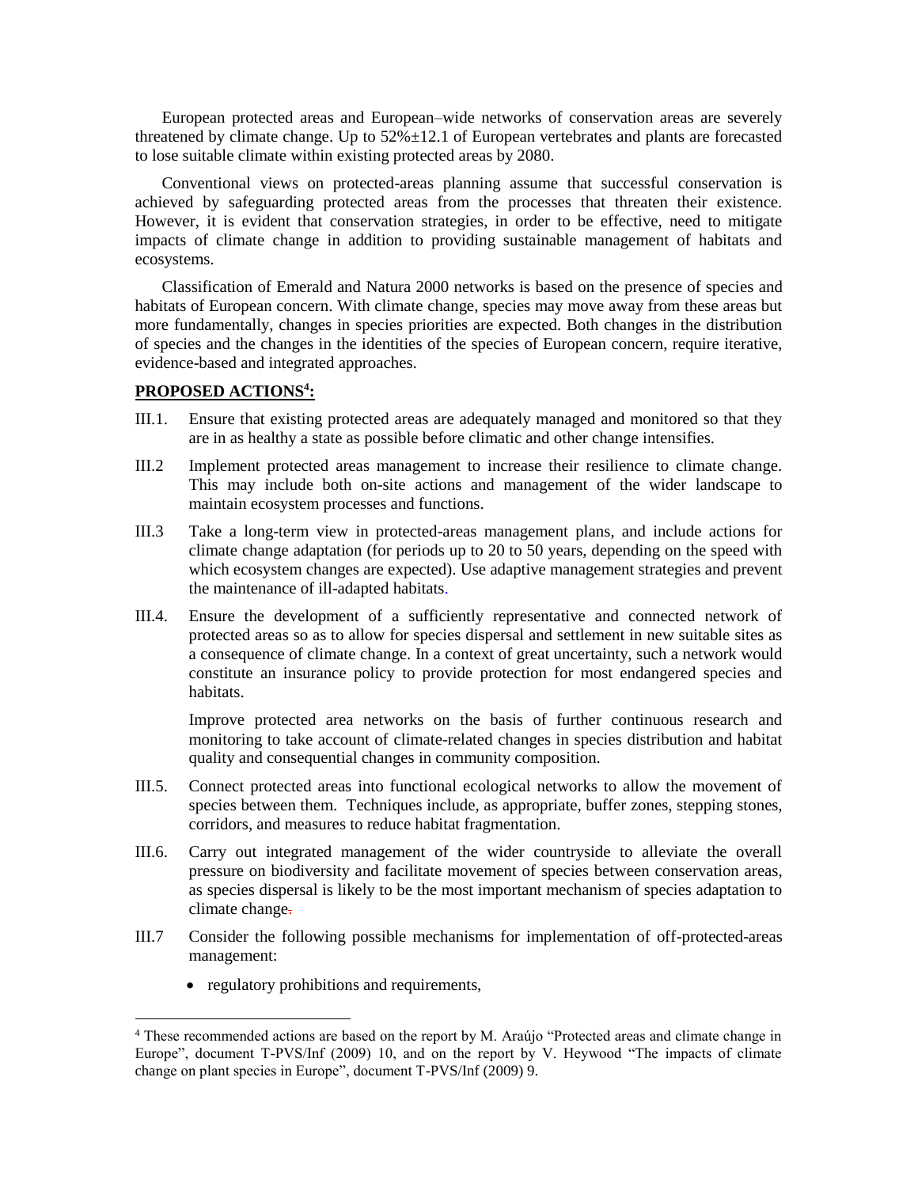European protected areas and European–wide networks of conservation areas are severely threatened by climate change. Up to 52%±12.1 of European vertebrates and plants are forecasted to lose suitable climate within existing protected areas by 2080.

Conventional views on protected-areas planning assume that successful conservation is achieved by safeguarding protected areas from the processes that threaten their existence. However, it is evident that conservation strategies, in order to be effective, need to mitigate impacts of climate change in addition to providing sustainable management of habitats and ecosystems.

Classification of Emerald and Natura 2000 networks is based on the presence of species and habitats of European concern. With climate change, species may move away from these areas but more fundamentally, changes in species priorities are expected. Both changes in the distribution of species and the changes in the identities of the species of European concern, require iterative, evidence-based and integrated approaches.

**PROPOSED ACTIONS[4]:**

III.1. Ensure that existing protected areas are adequately managed and monitored so that they are in as healthy a state as possible before climatic and other change intensifies.

III.2 Implement protected areas management to increase their resilience to climate change. This may include both on-site actions and management of the wider landscape to maintain ecosystem processes and functions.

III.3 Take a long-term view in protected-areas management plans, and include actions for climate change adaptation (for periods up to 20 to 50 years, depending on the speed with which ecosystem changes are expected). Use adaptive management strategies and prevent the maintenance of ill-adapted habitats.

III.4. Ensure the development of a sufficiently representative and connected network of protected areas so as to allow for species dispersal and settlement in new suitable sites as a consequence of climate change. In a context of great uncertainty, such a network would constitute an insurance policy to provide protection for most endangered species and habitats.

Improve protected area networks on the basis of further continuous research and monitoring to take account of climate-related changes in species distribution and habitat quality and consequential changes in community composition.

III.5. Connect protected areas into functional ecological networks to allow the movement of species between them. Techniques include, as appropriate, buffer zones, stepping stones, corridors, and measures to reduce habitat fragmentation.

III.6. Carry out integrated management of the wider countryside to alleviate the overall pressure on biodiversity and facilitate movement of species between conservation areas, as species dispersal is likely to be the most important mechanism of species adaptation to climate change.

III.7 Consider the following possible mechanisms for implementation of off-protected-areas management:

- regulatory prohibitions and requirements,

---

[4] These recommended actions are based on the report by M. Araújo "Protected areas and climate change in Europe", document T-PVS/Inf (2009) 10, and on the report by V. Heywood "The impacts of climate change on plant species in Europe", document T-PVS/Inf (2009) 9.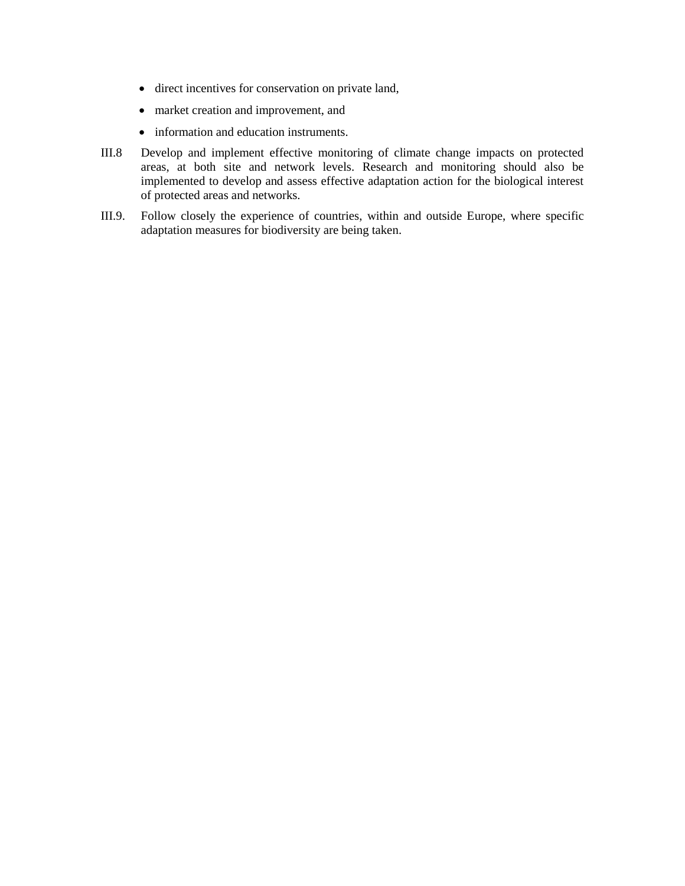- direct incentives for conservation on private land,
- market creation and improvement, and
- information and education instruments.

III.8 Develop and implement effective monitoring of climate change impacts on protected areas, at both site and network levels. Research and monitoring should also be implemented to develop and assess effective adaptation action for the biological interest of protected areas and networks.

III.9. Follow closely the experience of countries, within and outside Europe, where specific adaptation measures for biodiversity are being taken.